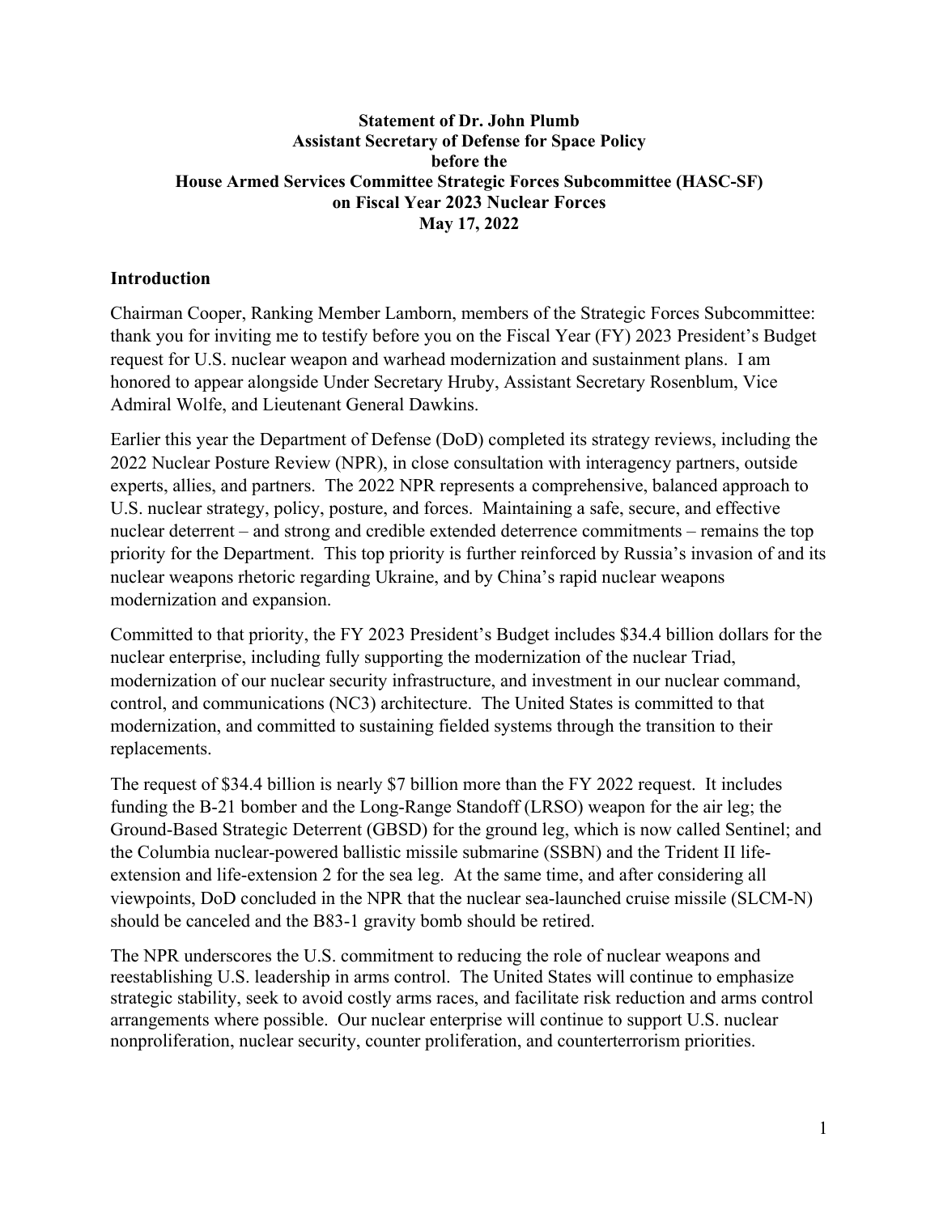**Statement of Dr. John Plumb**
**Assistant Secretary of Defense for Space Policy**
**before the**
**House Armed Services Committee Strategic Forces Subcommittee (HASC-SF)**
**on Fiscal Year 2023 Nuclear Forces**
**May 17, 2022**

## Introduction

Chairman Cooper, Ranking Member Lamborn, members of the Strategic Forces Subcommittee: thank you for inviting me to testify before you on the Fiscal Year (FY) 2023 President's Budget request for U.S. nuclear weapon and warhead modernization and sustainment plans. I am honored to appear alongside Under Secretary Hruby, Assistant Secretary Rosenblum, Vice Admiral Wolfe, and Lieutenant General Dawkins.

Earlier this year the Department of Defense (DoD) completed its strategy reviews, including the 2022 Nuclear Posture Review (NPR), in close consultation with interagency partners, outside experts, allies, and partners. The 2022 NPR represents a comprehensive, balanced approach to U.S. nuclear strategy, policy, posture, and forces. Maintaining a safe, secure, and effective nuclear deterrent – and strong and credible extended deterrence commitments – remains the top priority for the Department. This top priority is further reinforced by Russia's invasion of and its nuclear weapons rhetoric regarding Ukraine, and by China's rapid nuclear weapons modernization and expansion.

Committed to that priority, the FY 2023 President's Budget includes $34.4 billion dollars for the nuclear enterprise, including fully supporting the modernization of the nuclear Triad, modernization of our nuclear security infrastructure, and investment in our nuclear command, control, and communications (NC3) architecture. The United States is committed to that modernization, and committed to sustaining fielded systems through the transition to their replacements.

The request of $34.4 billion is nearly $7 billion more than the FY 2022 request. It includes funding the B-21 bomber and the Long-Range Standoff (LRSO) weapon for the air leg; the Ground-Based Strategic Deterrent (GBSD) for the ground leg, which is now called Sentinel; and the Columbia nuclear-powered ballistic missile submarine (SSBN) and the Trident II life-extension and life-extension 2 for the sea leg. At the same time, and after considering all viewpoints, DoD concluded in the NPR that the nuclear sea-launched cruise missile (SLCM-N) should be canceled and the B83-1 gravity bomb should be retired.

The NPR underscores the U.S. commitment to reducing the role of nuclear weapons and reestablishing U.S. leadership in arms control. The United States will continue to emphasize strategic stability, seek to avoid costly arms races, and facilitate risk reduction and arms control arrangements where possible. Our nuclear enterprise will continue to support U.S. nuclear nonproliferation, nuclear security, counter proliferation, and counterterrorism priorities.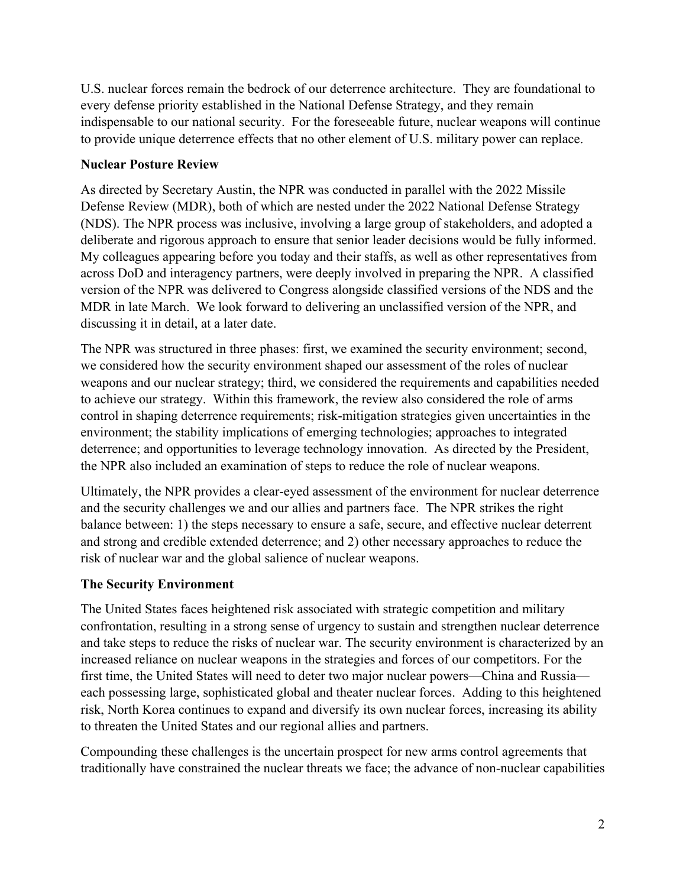U.S. nuclear forces remain the bedrock of our deterrence architecture. They are foundational to every defense priority established in the National Defense Strategy, and they remain indispensable to our national security. For the foreseeable future, nuclear weapons will continue to provide unique deterrence effects that no other element of U.S. military power can replace.

**Nuclear Posture Review**

As directed by Secretary Austin, the NPR was conducted in parallel with the 2022 Missile Defense Review (MDR), both of which are nested under the 2022 National Defense Strategy (NDS). The NPR process was inclusive, involving a large group of stakeholders, and adopted a deliberate and rigorous approach to ensure that senior leader decisions would be fully informed. My colleagues appearing before you today and their staffs, as well as other representatives from across DoD and interagency partners, were deeply involved in preparing the NPR. A classified version of the NPR was delivered to Congress alongside classified versions of the NDS and the MDR in late March. We look forward to delivering an unclassified version of the NPR, and discussing it in detail, at a later date.

The NPR was structured in three phases: first, we examined the security environment; second, we considered how the security environment shaped our assessment of the roles of nuclear weapons and our nuclear strategy; third, we considered the requirements and capabilities needed to achieve our strategy. Within this framework, the review also considered the role of arms control in shaping deterrence requirements; risk-mitigation strategies given uncertainties in the environment; the stability implications of emerging technologies; approaches to integrated deterrence; and opportunities to leverage technology innovation. As directed by the President, the NPR also included an examination of steps to reduce the role of nuclear weapons.

Ultimately, the NPR provides a clear-eyed assessment of the environment for nuclear deterrence and the security challenges we and our allies and partners face. The NPR strikes the right balance between: 1) the steps necessary to ensure a safe, secure, and effective nuclear deterrent and strong and credible extended deterrence; and 2) other necessary approaches to reduce the risk of nuclear war and the global salience of nuclear weapons.

**The Security Environment**

The United States faces heightened risk associated with strategic competition and military confrontation, resulting in a strong sense of urgency to sustain and strengthen nuclear deterrence and take steps to reduce the risks of nuclear war. The security environment is characterized by an increased reliance on nuclear weapons in the strategies and forces of our competitors. For the first time, the United States will need to deter two major nuclear powers—China and Russia—each possessing large, sophisticated global and theater nuclear forces. Adding to this heightened risk, North Korea continues to expand and diversify its own nuclear forces, increasing its ability to threaten the United States and our regional allies and partners.

Compounding these challenges is the uncertain prospect for new arms control agreements that traditionally have constrained the nuclear threats we face; the advance of non-nuclear capabilities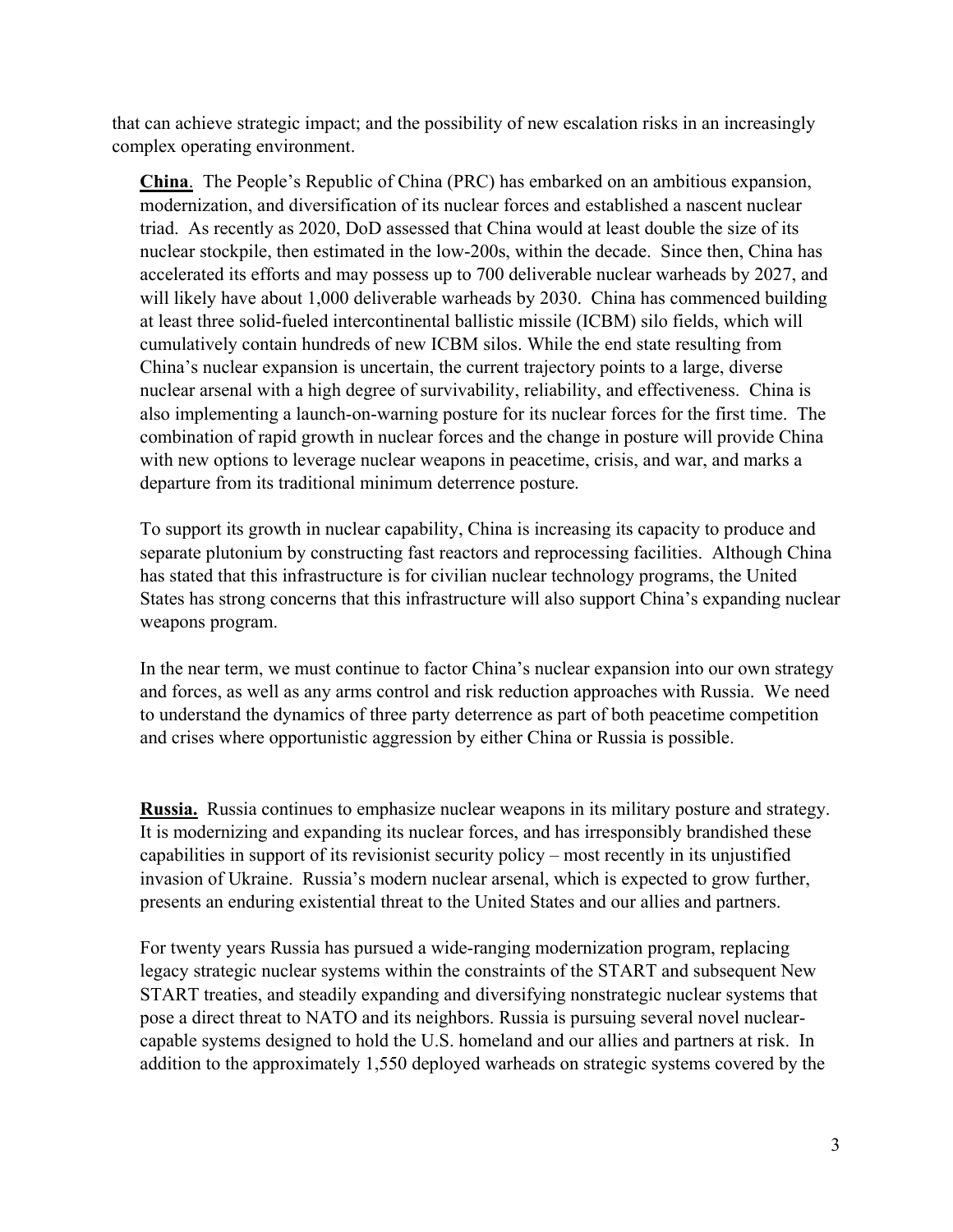that can achieve strategic impact; and the possibility of new escalation risks in an increasingly complex operating environment.

**China**. The People's Republic of China (PRC) has embarked on an ambitious expansion, modernization, and diversification of its nuclear forces and established a nascent nuclear triad. As recently as 2020, DoD assessed that China would at least double the size of its nuclear stockpile, then estimated in the low-200s, within the decade. Since then, China has accelerated its efforts and may possess up to 700 deliverable nuclear warheads by 2027, and will likely have about 1,000 deliverable warheads by 2030. China has commenced building at least three solid-fueled intercontinental ballistic missile (ICBM) silo fields, which will cumulatively contain hundreds of new ICBM silos. While the end state resulting from China's nuclear expansion is uncertain, the current trajectory points to a large, diverse nuclear arsenal with a high degree of survivability, reliability, and effectiveness. China is also implementing a launch-on-warning posture for its nuclear forces for the first time. The combination of rapid growth in nuclear forces and the change in posture will provide China with new options to leverage nuclear weapons in peacetime, crisis, and war, and marks a departure from its traditional minimum deterrence posture.

To support its growth in nuclear capability, China is increasing its capacity to produce and separate plutonium by constructing fast reactors and reprocessing facilities. Although China has stated that this infrastructure is for civilian nuclear technology programs, the United States has strong concerns that this infrastructure will also support China's expanding nuclear weapons program.

In the near term, we must continue to factor China's nuclear expansion into our own strategy and forces, as well as any arms control and risk reduction approaches with Russia. We need to understand the dynamics of three party deterrence as part of both peacetime competition and crises where opportunistic aggression by either China or Russia is possible.

**Russia.** Russia continues to emphasize nuclear weapons in its military posture and strategy. It is modernizing and expanding its nuclear forces, and has irresponsibly brandished these capabilities in support of its revisionist security policy – most recently in its unjustified invasion of Ukraine. Russia's modern nuclear arsenal, which is expected to grow further, presents an enduring existential threat to the United States and our allies and partners.

For twenty years Russia has pursued a wide-ranging modernization program, replacing legacy strategic nuclear systems within the constraints of the START and subsequent New START treaties, and steadily expanding and diversifying nonstrategic nuclear systems that pose a direct threat to NATO and its neighbors. Russia is pursuing several novel nuclear-capable systems designed to hold the U.S. homeland and our allies and partners at risk. In addition to the approximately 1,550 deployed warheads on strategic systems covered by the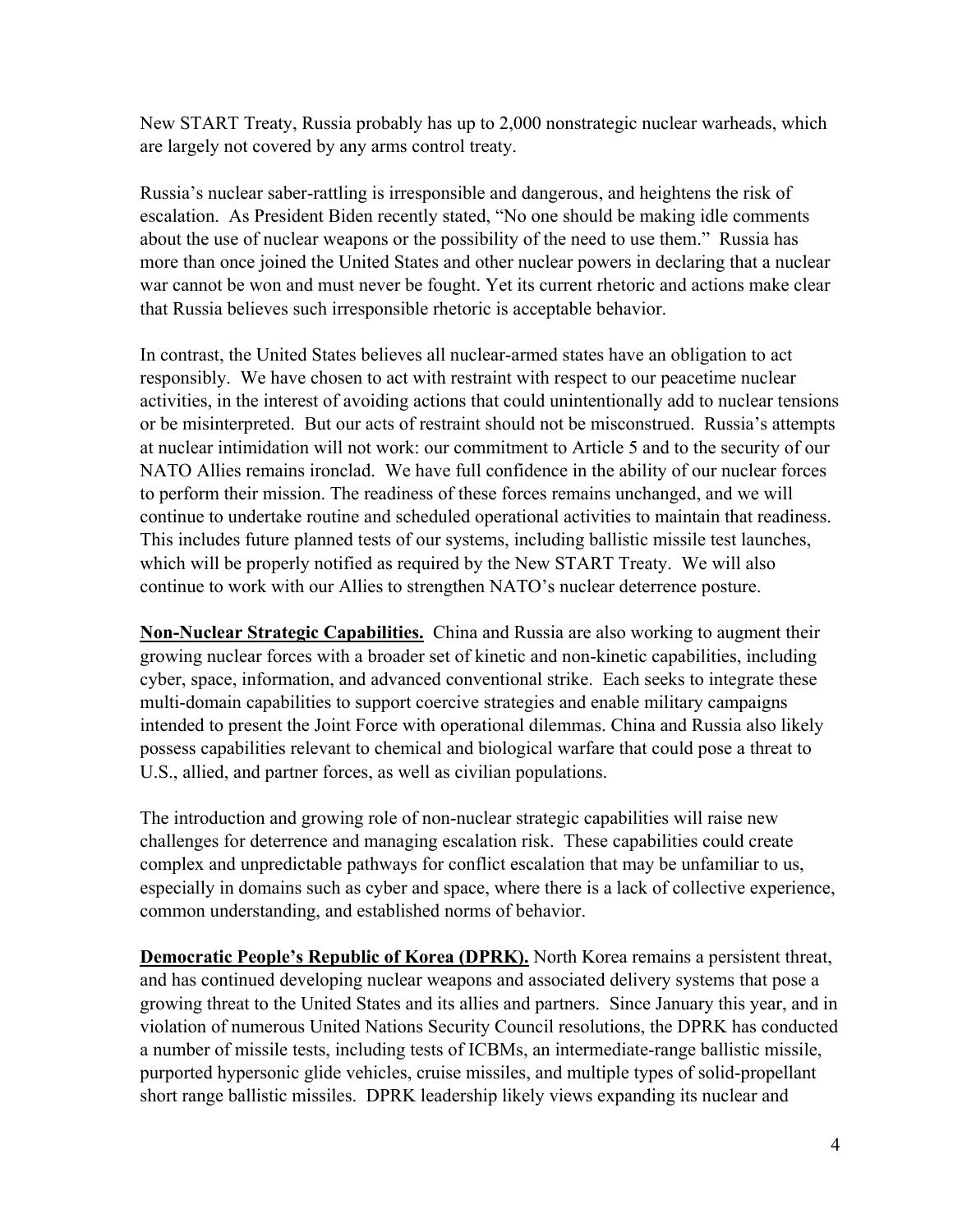New START Treaty, Russia probably has up to 2,000 nonstrategic nuclear warheads, which are largely not covered by any arms control treaty.

Russia's nuclear saber-rattling is irresponsible and dangerous, and heightens the risk of escalation. As President Biden recently stated, "No one should be making idle comments about the use of nuclear weapons or the possibility of the need to use them." Russia has more than once joined the United States and other nuclear powers in declaring that a nuclear war cannot be won and must never be fought. Yet its current rhetoric and actions make clear that Russia believes such irresponsible rhetoric is acceptable behavior.

In contrast, the United States believes all nuclear-armed states have an obligation to act responsibly. We have chosen to act with restraint with respect to our peacetime nuclear activities, in the interest of avoiding actions that could unintentionally add to nuclear tensions or be misinterpreted. But our acts of restraint should not be misconstrued. Russia's attempts at nuclear intimidation will not work: our commitment to Article 5 and to the security of our NATO Allies remains ironclad. We have full confidence in the ability of our nuclear forces to perform their mission. The readiness of these forces remains unchanged, and we will continue to undertake routine and scheduled operational activities to maintain that readiness. This includes future planned tests of our systems, including ballistic missile test launches, which will be properly notified as required by the New START Treaty. We will also continue to work with our Allies to strengthen NATO's nuclear deterrence posture.

**Non-Nuclear Strategic Capabilities.** China and Russia are also working to augment their growing nuclear forces with a broader set of kinetic and non-kinetic capabilities, including cyber, space, information, and advanced conventional strike. Each seeks to integrate these multi-domain capabilities to support coercive strategies and enable military campaigns intended to present the Joint Force with operational dilemmas. China and Russia also likely possess capabilities relevant to chemical and biological warfare that could pose a threat to U.S., allied, and partner forces, as well as civilian populations.

The introduction and growing role of non-nuclear strategic capabilities will raise new challenges for deterrence and managing escalation risk. These capabilities could create complex and unpredictable pathways for conflict escalation that may be unfamiliar to us, especially in domains such as cyber and space, where there is a lack of collective experience, common understanding, and established norms of behavior.

**Democratic People's Republic of Korea (DPRK).** North Korea remains a persistent threat, and has continued developing nuclear weapons and associated delivery systems that pose a growing threat to the United States and its allies and partners. Since January this year, and in violation of numerous United Nations Security Council resolutions, the DPRK has conducted a number of missile tests, including tests of ICBMs, an intermediate-range ballistic missile, purported hypersonic glide vehicles, cruise missiles, and multiple types of solid-propellant short range ballistic missiles. DPRK leadership likely views expanding its nuclear and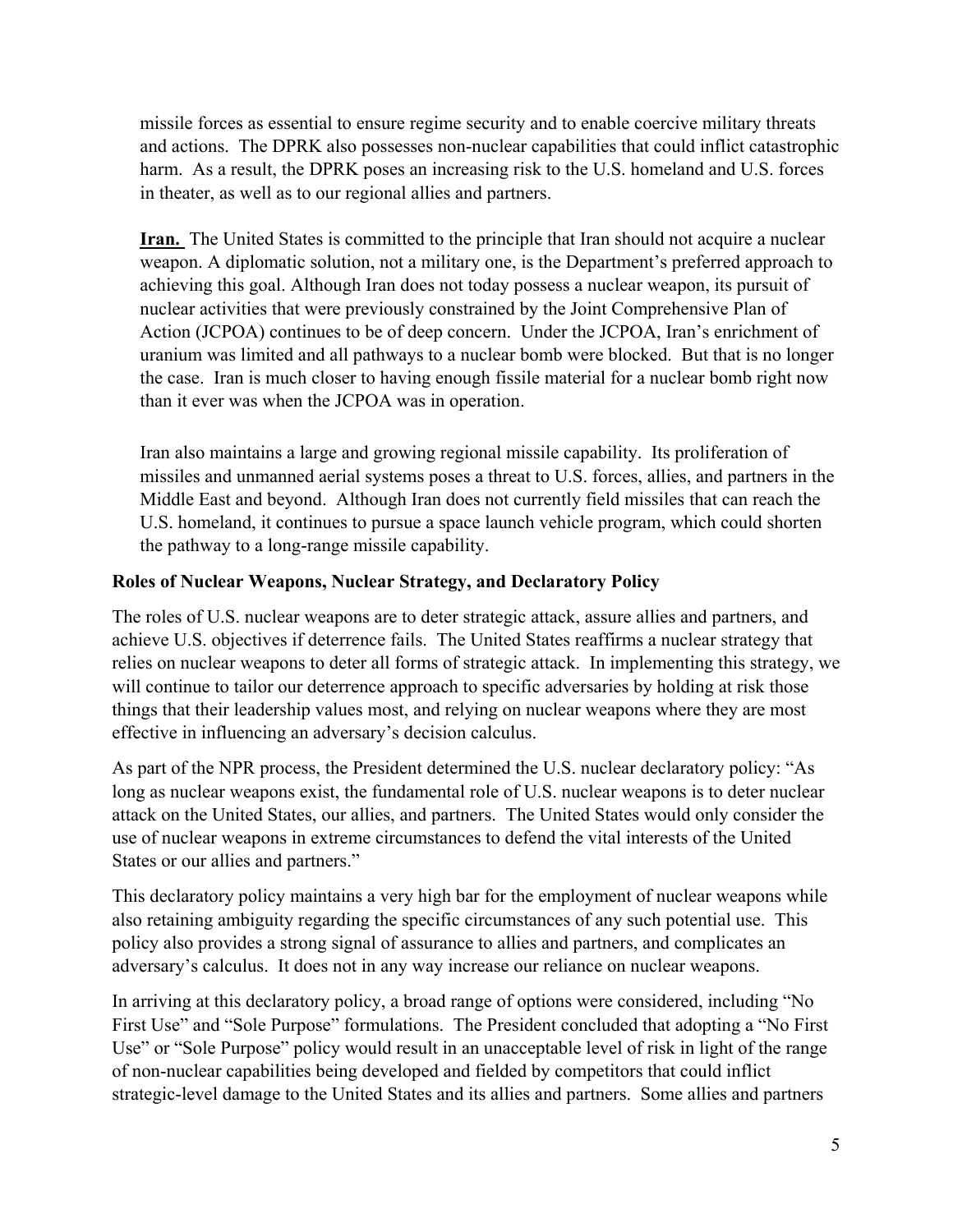missile forces as essential to ensure regime security and to enable coercive military threats and actions. The DPRK also possesses non-nuclear capabilities that could inflict catastrophic harm. As a result, the DPRK poses an increasing risk to the U.S. homeland and U.S. forces in theater, as well as to our regional allies and partners.

**Iran.** The United States is committed to the principle that Iran should not acquire a nuclear weapon. A diplomatic solution, not a military one, is the Department's preferred approach to achieving this goal. Although Iran does not today possess a nuclear weapon, its pursuit of nuclear activities that were previously constrained by the Joint Comprehensive Plan of Action (JCPOA) continues to be of deep concern. Under the JCPOA, Iran's enrichment of uranium was limited and all pathways to a nuclear bomb were blocked. But that is no longer the case. Iran is much closer to having enough fissile material for a nuclear bomb right now than it ever was when the JCPOA was in operation.

Iran also maintains a large and growing regional missile capability. Its proliferation of missiles and unmanned aerial systems poses a threat to U.S. forces, allies, and partners in the Middle East and beyond. Although Iran does not currently field missiles that can reach the U.S. homeland, it continues to pursue a space launch vehicle program, which could shorten the pathway to a long-range missile capability.

### Roles of Nuclear Weapons, Nuclear Strategy, and Declaratory Policy

The roles of U.S. nuclear weapons are to deter strategic attack, assure allies and partners, and achieve U.S. objectives if deterrence fails. The United States reaffirms a nuclear strategy that relies on nuclear weapons to deter all forms of strategic attack. In implementing this strategy, we will continue to tailor our deterrence approach to specific adversaries by holding at risk those things that their leadership values most, and relying on nuclear weapons where they are most effective in influencing an adversary's decision calculus.

As part of the NPR process, the President determined the U.S. nuclear declaratory policy: "As long as nuclear weapons exist, the fundamental role of U.S. nuclear weapons is to deter nuclear attack on the United States, our allies, and partners. The United States would only consider the use of nuclear weapons in extreme circumstances to defend the vital interests of the United States or our allies and partners."

This declaratory policy maintains a very high bar for the employment of nuclear weapons while also retaining ambiguity regarding the specific circumstances of any such potential use. This policy also provides a strong signal of assurance to allies and partners, and complicates an adversary's calculus. It does not in any way increase our reliance on nuclear weapons.

In arriving at this declaratory policy, a broad range of options were considered, including "No First Use" and "Sole Purpose" formulations. The President concluded that adopting a "No First Use" or "Sole Purpose" policy would result in an unacceptable level of risk in light of the range of non-nuclear capabilities being developed and fielded by competitors that could inflict strategic-level damage to the United States and its allies and partners. Some allies and partners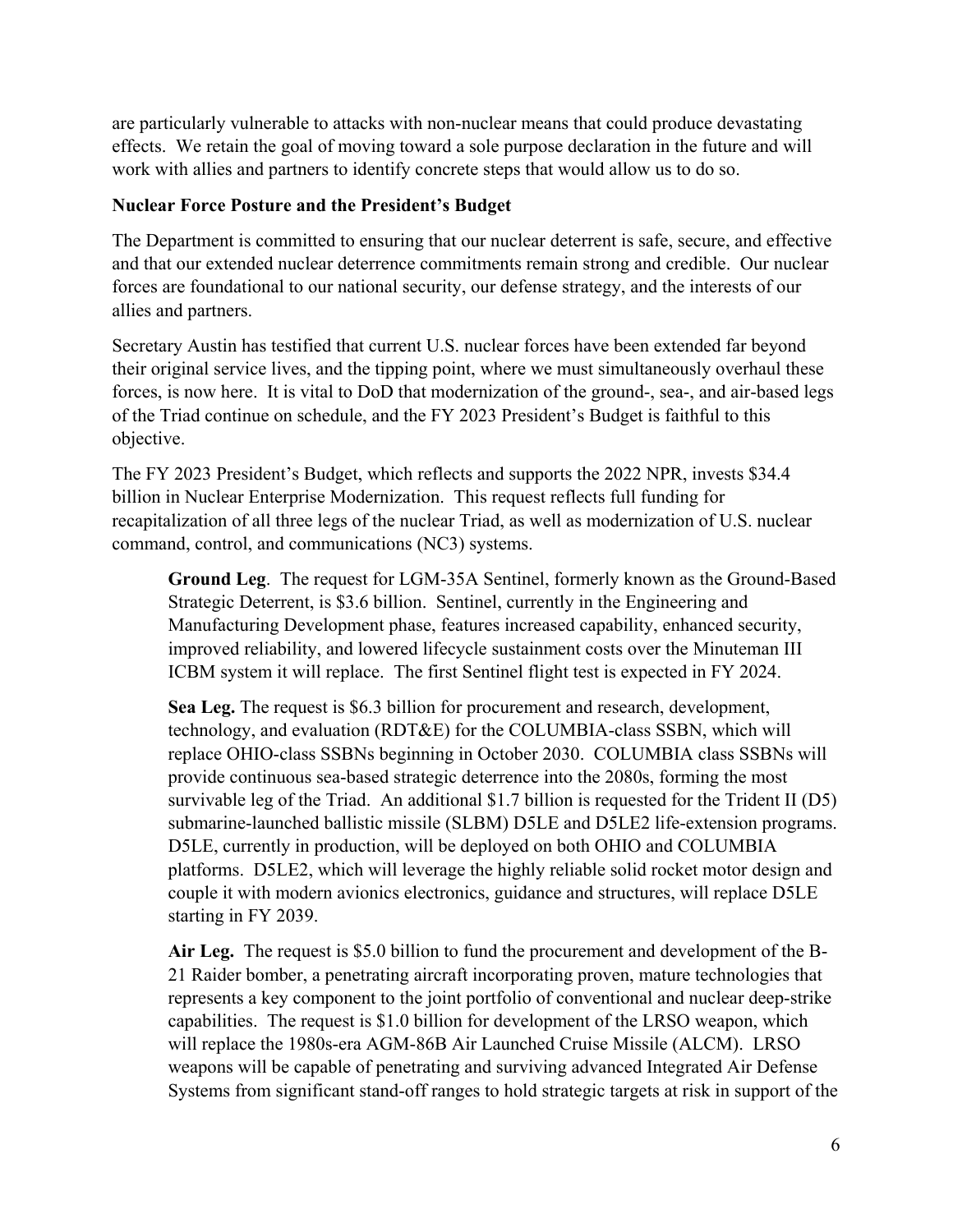are particularly vulnerable to attacks with non-nuclear means that could produce devastating effects. We retain the goal of moving toward a sole purpose declaration in the future and will work with allies and partners to identify concrete steps that would allow us to do so.

**Nuclear Force Posture and the President's Budget**

The Department is committed to ensuring that our nuclear deterrent is safe, secure, and effective and that our extended nuclear deterrence commitments remain strong and credible. Our nuclear forces are foundational to our national security, our defense strategy, and the interests of our allies and partners.

Secretary Austin has testified that current U.S. nuclear forces have been extended far beyond their original service lives, and the tipping point, where we must simultaneously overhaul these forces, is now here. It is vital to DoD that modernization of the ground-, sea-, and air-based legs of the Triad continue on schedule, and the FY 2023 President's Budget is faithful to this objective.

The FY 2023 President's Budget, which reflects and supports the 2022 NPR, invests $34.4 billion in Nuclear Enterprise Modernization. This request reflects full funding for recapitalization of all three legs of the nuclear Triad, as well as modernization of U.S. nuclear command, control, and communications (NC3) systems.

> **Ground Leg**. The request for LGM-35A Sentinel, formerly known as the Ground-Based Strategic Deterrent, is $3.6 billion. Sentinel, currently in the Engineering and Manufacturing Development phase, features increased capability, enhanced security, improved reliability, and lowered lifecycle sustainment costs over the Minuteman III ICBM system it will replace. The first Sentinel flight test is expected in FY 2024.
>
> **Sea Leg.** The request is $6.3 billion for procurement and research, development, technology, and evaluation (RDT&E) for the COLUMBIA-class SSBN, which will replace OHIO-class SSBNs beginning in October 2030. COLUMBIA class SSBNs will provide continuous sea-based strategic deterrence into the 2080s, forming the most survivable leg of the Triad. An additional $1.7 billion is requested for the Trident II (D5) submarine-launched ballistic missile (SLBM) D5LE and D5LE2 life-extension programs. D5LE, currently in production, will be deployed on both OHIO and COLUMBIA platforms. D5LE2, which will leverage the highly reliable solid rocket motor design and couple it with modern avionics electronics, guidance and structures, will replace D5LE starting in FY 2039.
>
> **Air Leg.** The request is $5.0 billion to fund the procurement and development of the B-21 Raider bomber, a penetrating aircraft incorporating proven, mature technologies that represents a key component to the joint portfolio of conventional and nuclear deep-strike capabilities. The request is $1.0 billion for development of the LRSO weapon, which will replace the 1980s-era AGM-86B Air Launched Cruise Missile (ALCM). LRSO weapons will be capable of penetrating and surviving advanced Integrated Air Defense Systems from significant stand-off ranges to hold strategic targets at risk in support of the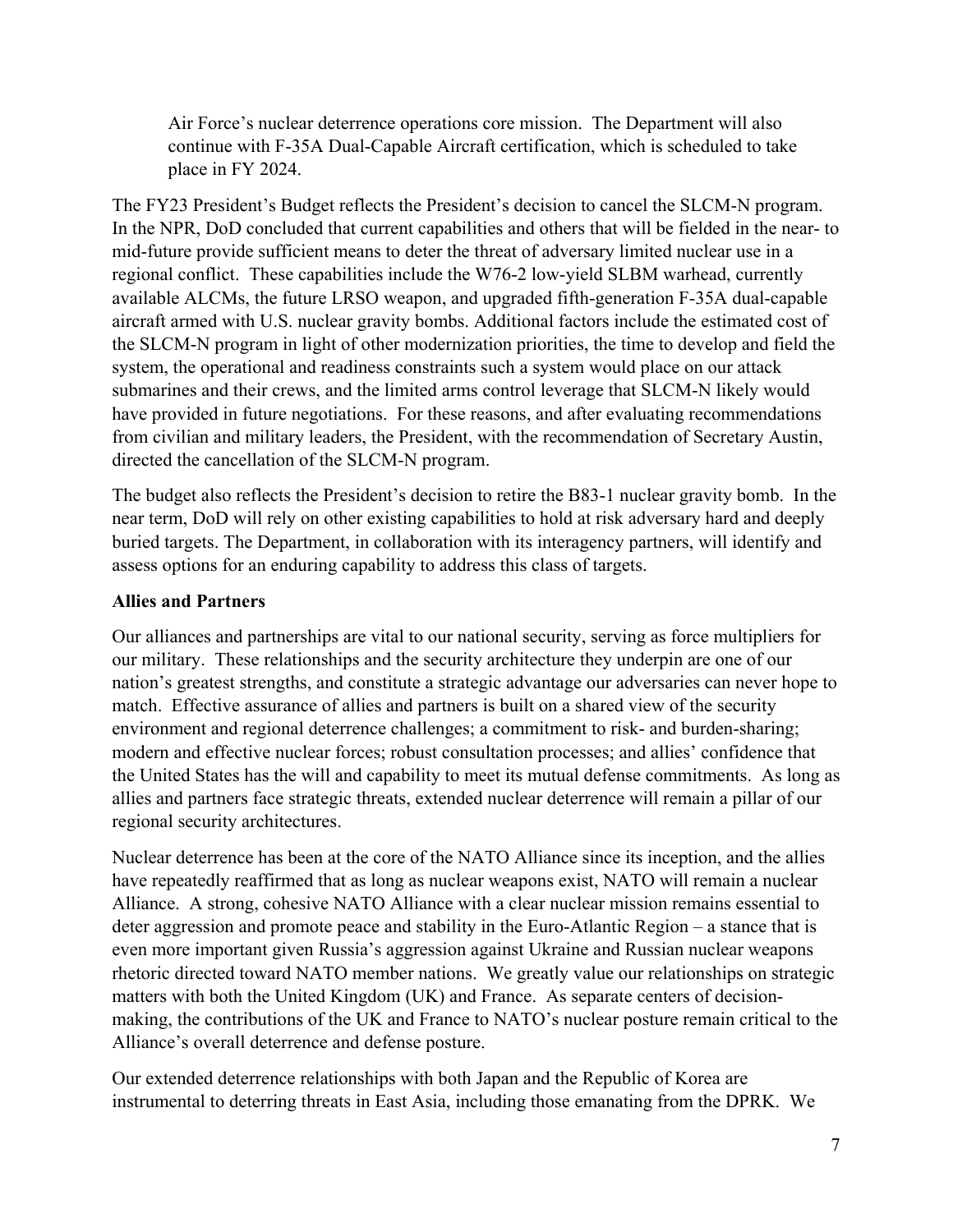Air Force's nuclear deterrence operations core mission. The Department will also continue with F-35A Dual-Capable Aircraft certification, which is scheduled to take place in FY 2024.

The FY23 President's Budget reflects the President's decision to cancel the SLCM-N program. In the NPR, DoD concluded that current capabilities and others that will be fielded in the near- to mid-future provide sufficient means to deter the threat of adversary limited nuclear use in a regional conflict. These capabilities include the W76-2 low-yield SLBM warhead, currently available ALCMs, the future LRSO weapon, and upgraded fifth-generation F-35A dual-capable aircraft armed with U.S. nuclear gravity bombs. Additional factors include the estimated cost of the SLCM-N program in light of other modernization priorities, the time to develop and field the system, the operational and readiness constraints such a system would place on our attack submarines and their crews, and the limited arms control leverage that SLCM-N likely would have provided in future negotiations. For these reasons, and after evaluating recommendations from civilian and military leaders, the President, with the recommendation of Secretary Austin, directed the cancellation of the SLCM-N program.

The budget also reflects the President's decision to retire the B83-1 nuclear gravity bomb. In the near term, DoD will rely on other existing capabilities to hold at risk adversary hard and deeply buried targets. The Department, in collaboration with its interagency partners, will identify and assess options for an enduring capability to address this class of targets.

**Allies and Partners**

Our alliances and partnerships are vital to our national security, serving as force multipliers for our military. These relationships and the security architecture they underpin are one of our nation's greatest strengths, and constitute a strategic advantage our adversaries can never hope to match. Effective assurance of allies and partners is built on a shared view of the security environment and regional deterrence challenges; a commitment to risk- and burden-sharing; modern and effective nuclear forces; robust consultation processes; and allies' confidence that the United States has the will and capability to meet its mutual defense commitments. As long as allies and partners face strategic threats, extended nuclear deterrence will remain a pillar of our regional security architectures.

Nuclear deterrence has been at the core of the NATO Alliance since its inception, and the allies have repeatedly reaffirmed that as long as nuclear weapons exist, NATO will remain a nuclear Alliance. A strong, cohesive NATO Alliance with a clear nuclear mission remains essential to deter aggression and promote peace and stability in the Euro-Atlantic Region – a stance that is even more important given Russia's aggression against Ukraine and Russian nuclear weapons rhetoric directed toward NATO member nations. We greatly value our relationships on strategic matters with both the United Kingdom (UK) and France. As separate centers of decision-making, the contributions of the UK and France to NATO's nuclear posture remain critical to the Alliance's overall deterrence and defense posture.

Our extended deterrence relationships with both Japan and the Republic of Korea are instrumental to deterring threats in East Asia, including those emanating from the DPRK. We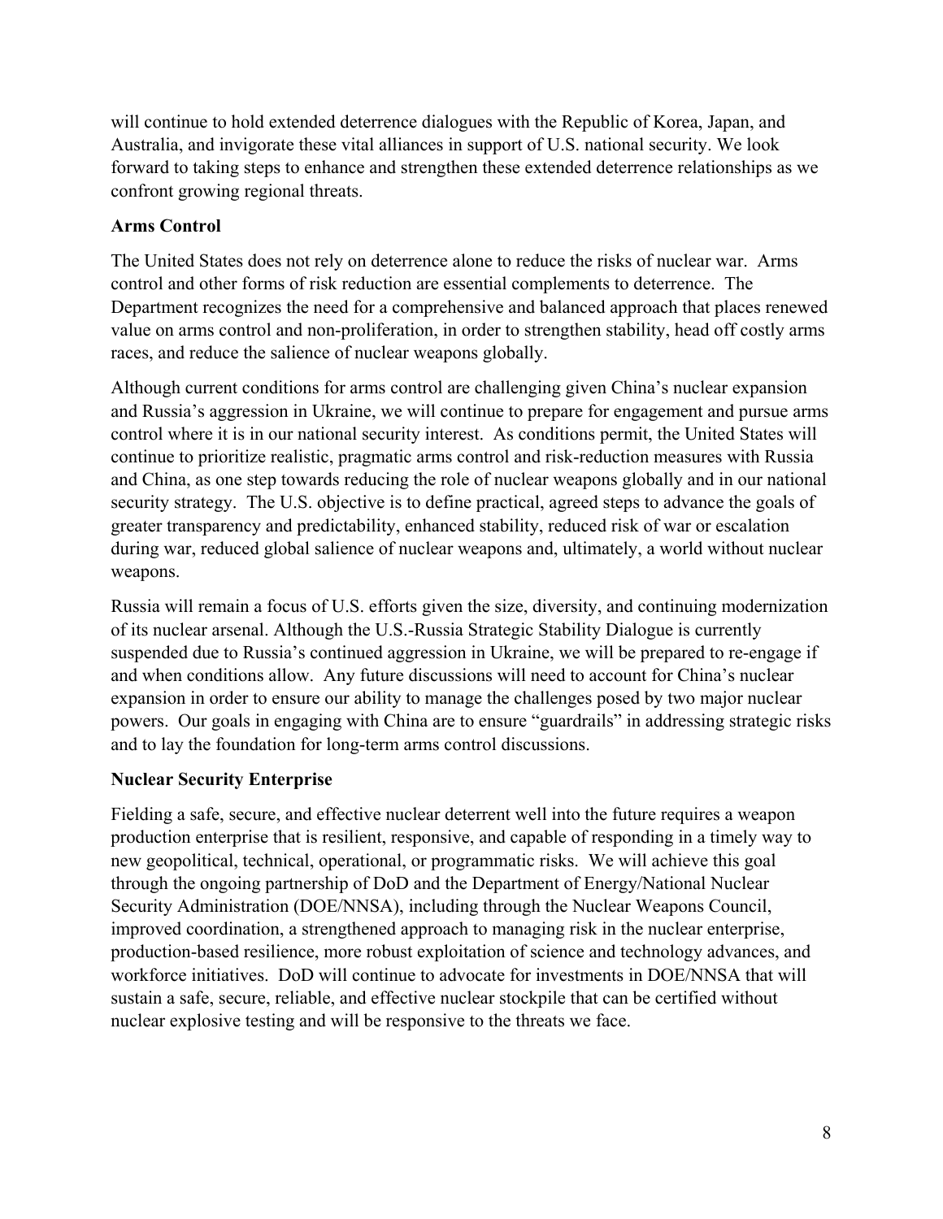will continue to hold extended deterrence dialogues with the Republic of Korea, Japan, and Australia, and invigorate these vital alliances in support of U.S. national security. We look forward to taking steps to enhance and strengthen these extended deterrence relationships as we confront growing regional threats.

## Arms Control

The United States does not rely on deterrence alone to reduce the risks of nuclear war. Arms control and other forms of risk reduction are essential complements to deterrence. The Department recognizes the need for a comprehensive and balanced approach that places renewed value on arms control and non-proliferation, in order to strengthen stability, head off costly arms races, and reduce the salience of nuclear weapons globally.

Although current conditions for arms control are challenging given China's nuclear expansion and Russia's aggression in Ukraine, we will continue to prepare for engagement and pursue arms control where it is in our national security interest. As conditions permit, the United States will continue to prioritize realistic, pragmatic arms control and risk-reduction measures with Russia and China, as one step towards reducing the role of nuclear weapons globally and in our national security strategy. The U.S. objective is to define practical, agreed steps to advance the goals of greater transparency and predictability, enhanced stability, reduced risk of war or escalation during war, reduced global salience of nuclear weapons and, ultimately, a world without nuclear weapons.

Russia will remain a focus of U.S. efforts given the size, diversity, and continuing modernization of its nuclear arsenal. Although the U.S.-Russia Strategic Stability Dialogue is currently suspended due to Russia's continued aggression in Ukraine, we will be prepared to re-engage if and when conditions allow. Any future discussions will need to account for China's nuclear expansion in order to ensure our ability to manage the challenges posed by two major nuclear powers. Our goals in engaging with China are to ensure "guardrails" in addressing strategic risks and to lay the foundation for long-term arms control discussions.

## Nuclear Security Enterprise

Fielding a safe, secure, and effective nuclear deterrent well into the future requires a weapon production enterprise that is resilient, responsive, and capable of responding in a timely way to new geopolitical, technical, operational, or programmatic risks. We will achieve this goal through the ongoing partnership of DoD and the Department of Energy/National Nuclear Security Administration (DOE/NNSA), including through the Nuclear Weapons Council, improved coordination, a strengthened approach to managing risk in the nuclear enterprise, production-based resilience, more robust exploitation of science and technology advances, and workforce initiatives. DoD will continue to advocate for investments in DOE/NNSA that will sustain a safe, secure, reliable, and effective nuclear stockpile that can be certified without nuclear explosive testing and will be responsive to the threats we face.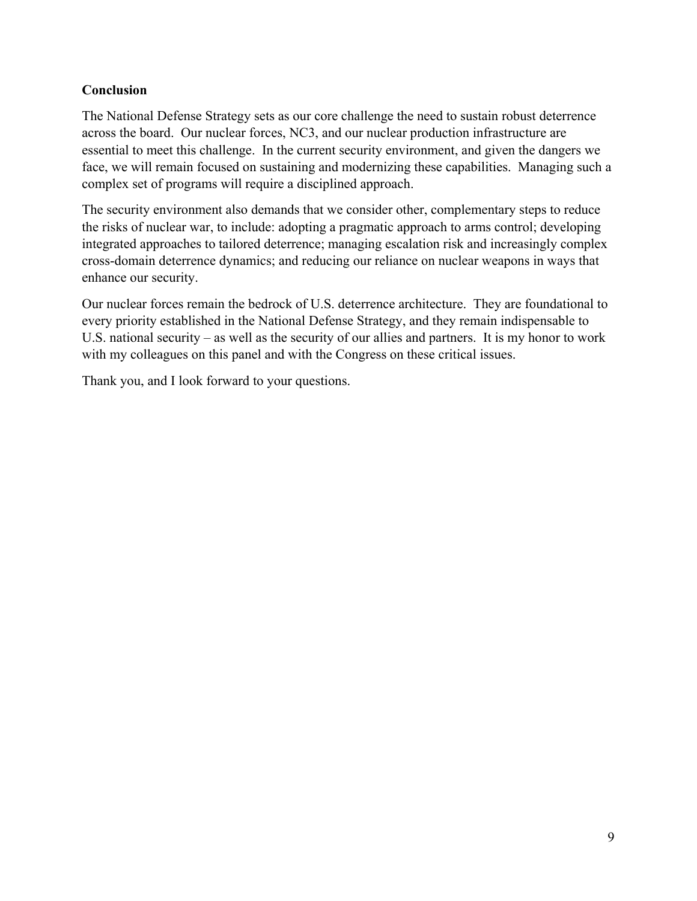**Conclusion**

The National Defense Strategy sets as our core challenge the need to sustain robust deterrence across the board. Our nuclear forces, NC3, and our nuclear production infrastructure are essential to meet this challenge. In the current security environment, and given the dangers we face, we will remain focused on sustaining and modernizing these capabilities. Managing such a complex set of programs will require a disciplined approach.

The security environment also demands that we consider other, complementary steps to reduce the risks of nuclear war, to include: adopting a pragmatic approach to arms control; developing integrated approaches to tailored deterrence; managing escalation risk and increasingly complex cross-domain deterrence dynamics; and reducing our reliance on nuclear weapons in ways that enhance our security.

Our nuclear forces remain the bedrock of U.S. deterrence architecture. They are foundational to every priority established in the National Defense Strategy, and they remain indispensable to U.S. national security – as well as the security of our allies and partners. It is my honor to work with my colleagues on this panel and with the Congress on these critical issues.

Thank you, and I look forward to your questions.